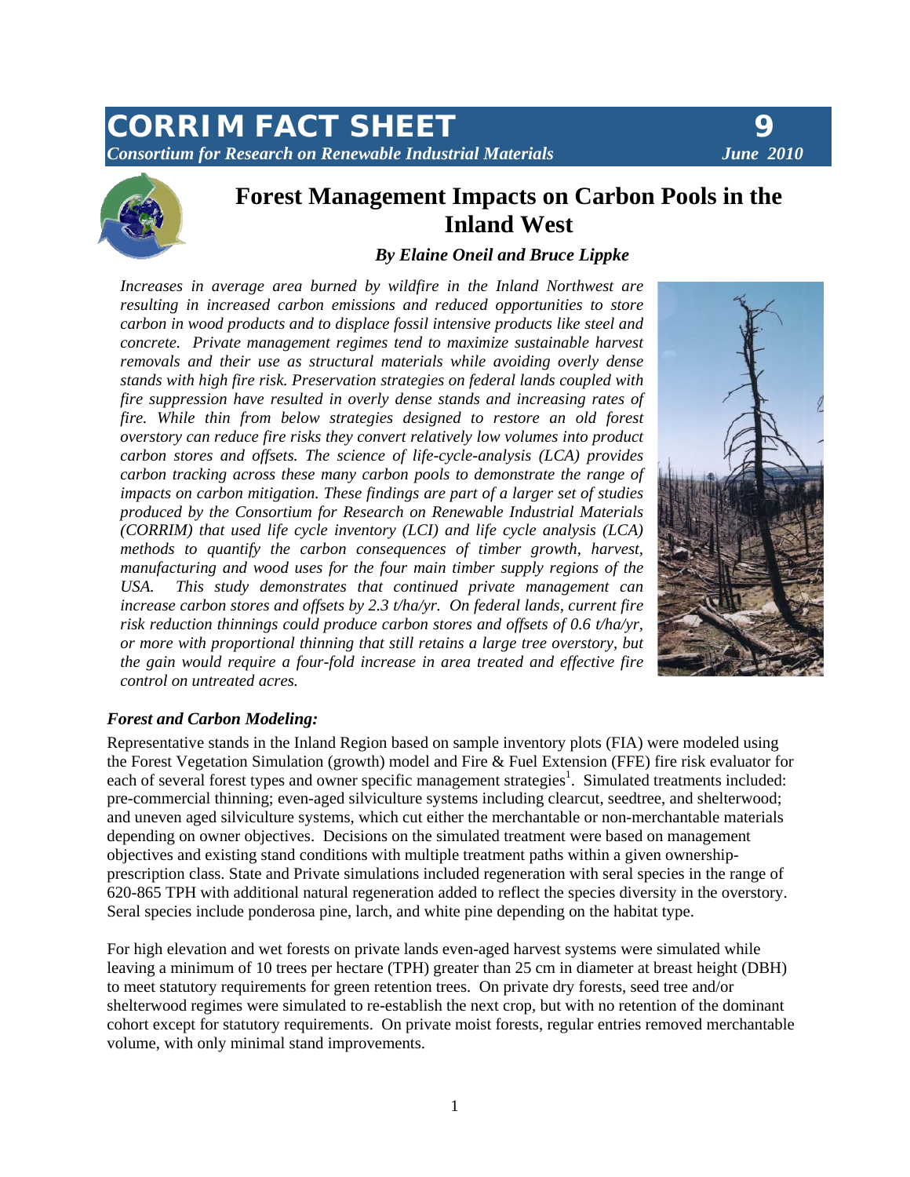# CORRIM FACT SHEET 9

*Consortium for Research on Renewable Industrial Materials* *June 2010*

# Forest Management Impacts on Carbon Pools in the Inland West

***By Elaine Oneil and Bruce Lippke***

*Increases in average area burned by wildfire in the Inland Northwest are resulting in increased carbon emissions and reduced opportunities to store carbon in wood products and to displace fossil intensive products like steel and concrete. Private management regimes tend to maximize sustainable harvest removals and their use as structural materials while avoiding overly dense stands with high fire risk. Preservation strategies on federal lands coupled with fire suppression have resulted in overly dense stands and increasing rates of fire. While thin from below strategies designed to restore an old forest overstory can reduce fire risks they convert relatively low volumes into product carbon stores and offsets. The science of life-cycle-analysis (LCA) provides carbon tracking across these many carbon pools to demonstrate the range of impacts on carbon mitigation. These findings are part of a larger set of studies produced by the Consortium for Research on Renewable Industrial Materials (CORRIM) that used life cycle inventory (LCI) and life cycle analysis (LCA) methods to quantify the carbon consequences of timber growth, harvest, manufacturing and wood uses for the four main timber supply regions of the USA. This study demonstrates that continued private management can increase carbon stores and offsets by 2.3 t/ha/yr. On federal lands, current fire risk reduction thinnings could produce carbon stores and offsets of 0.6 t/ha/yr, or more with proportional thinning that still retains a large tree overstory, but the gain would require a four-fold increase in area treated and effective fire control on untreated acres.*

### *Forest and Carbon Modeling:*

Representative stands in the Inland Region based on sample inventory plots (FIA) were modeled using the Forest Vegetation Simulation (growth) model and Fire & Fuel Extension (FFE) fire risk evaluator for each of several forest types and owner specific management strategies[1]. Simulated treatments included: pre-commercial thinning; even-aged silviculture systems including clearcut, seedtree, and shelterwood; and uneven aged silviculture systems, which cut either the merchantable or non-merchantable materials depending on owner objectives. Decisions on the simulated treatment were based on management objectives and existing stand conditions with multiple treatment paths within a given ownership-prescription class. State and Private simulations included regeneration with seral species in the range of 620-865 TPH with additional natural regeneration added to reflect the species diversity in the overstory. Seral species include ponderosa pine, larch, and white pine depending on the habitat type.

For high elevation and wet forests on private lands even-aged harvest systems were simulated while leaving a minimum of 10 trees per hectare (TPH) greater than 25 cm in diameter at breast height (DBH) to meet statutory requirements for green retention trees. On private dry forests, seed tree and/or shelterwood regimes were simulated to re-establish the next crop, but with no retention of the dominant cohort except for statutory requirements. On private moist forests, regular entries removed merchantable volume, with only minimal stand improvements.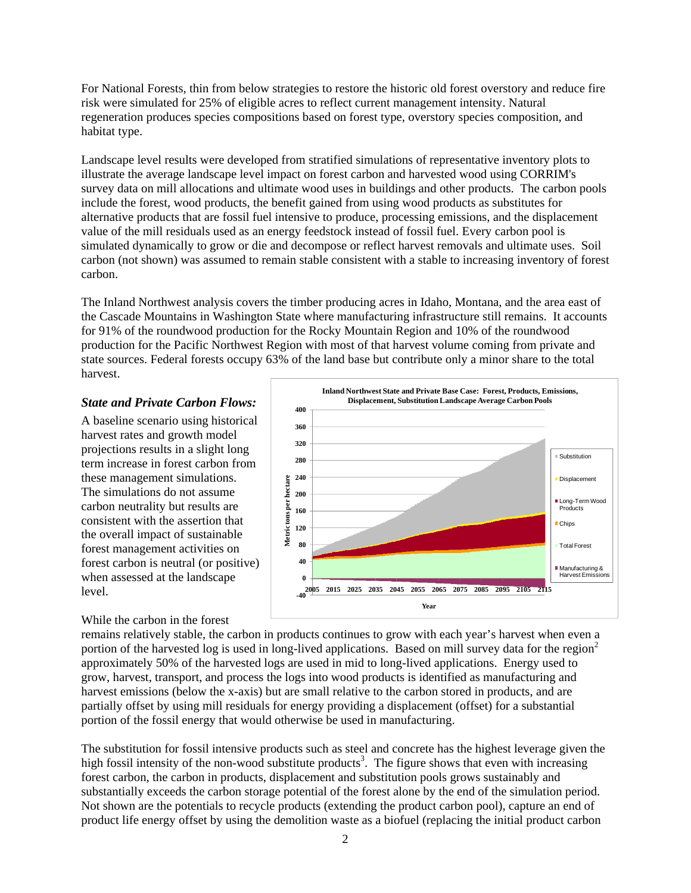For National Forests, thin from below strategies to restore the historic old forest overstory and reduce fire risk were simulated for 25% of eligible acres to reflect current management intensity. Natural regeneration produces species compositions based on forest type, overstory species composition, and habitat type.

Landscape level results were developed from stratified simulations of representative inventory plots to illustrate the average landscape level impact on forest carbon and harvested wood using CORRIM's survey data on mill allocations and ultimate wood uses in buildings and other products. The carbon pools include the forest, wood products, the benefit gained from using wood products as substitutes for alternative products that are fossil fuel intensive to produce, processing emissions, and the displacement value of the mill residuals used as an energy feedstock instead of fossil fuel. Every carbon pool is simulated dynamically to grow or die and decompose or reflect harvest removals and ultimate uses. Soil carbon (not shown) was assumed to remain stable consistent with a stable to increasing inventory of forest carbon.

The Inland Northwest analysis covers the timber producing acres in Idaho, Montana, and the area east of the Cascade Mountains in Washington State where manufacturing infrastructure still remains. It accounts for 91% of the roundwood production for the Rocky Mountain Region and 10% of the roundwood production for the Pacific Northwest Region with most of that harvest volume coming from private and state sources. Federal forests occupy 63% of the land base but contribute only a minor share to the total harvest.

### *State and Private Carbon Flows:*

A baseline scenario using historical harvest rates and growth model projections results in a slight long term increase in forest carbon from these management simulations. The simulations do not assume carbon neutrality but results are consistent with the assertion that the overall impact of sustainable forest management activities on forest carbon is neutral (or positive) when assessed at the landscape level.

**Inland Northwest State and Private Base Case: Forest, Products, Emissions, Displacement, Substitution Landscape Average Carbon Pools**

While the carbon in the forest remains relatively stable, the carbon in products continues to grow with each year's harvest when even a portion of the harvested log is used in long-lived applications. Based on mill survey data for the region[2] approximately 50% of the harvested logs are used in mid to long-lived applications. Energy used to grow, harvest, transport, and process the logs into wood products is identified as manufacturing and harvest emissions (below the x-axis) but are small relative to the carbon stored in products, and are partially offset by using mill residuals for energy providing a displacement (offset) for a substantial portion of the fossil energy that would otherwise be used in manufacturing.

The substitution for fossil intensive products such as steel and concrete has the highest leverage given the high fossil intensity of the non-wood substitute products[3]. The figure shows that even with increasing forest carbon, the carbon in products, displacement and substitution pools grows sustainably and substantially exceeds the carbon storage potential of the forest alone by the end of the simulation period. Not shown are the potentials to recycle products (extending the product carbon pool), capture an end of product life energy offset by using the demolition waste as a biofuel (replacing the initial product carbon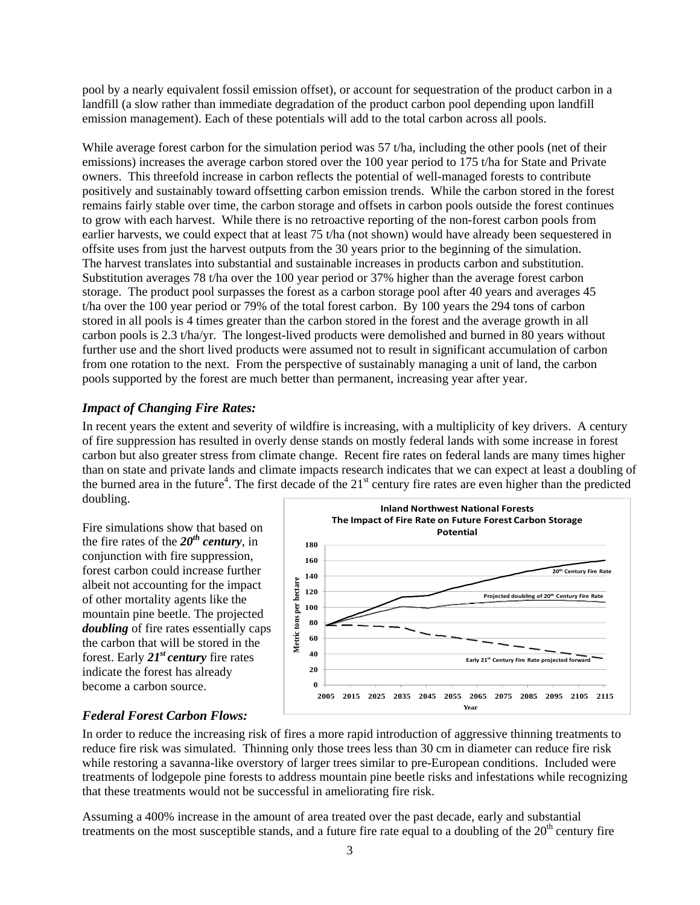pool by a nearly equivalent fossil emission offset), or account for sequestration of the product carbon in a landfill (a slow rather than immediate degradation of the product carbon pool depending upon landfill emission management). Each of these potentials will add to the total carbon across all pools.

While average forest carbon for the simulation period was 57 t/ha, including the other pools (net of their emissions) increases the average carbon stored over the 100 year period to 175 t/ha for State and Private owners. This threefold increase in carbon reflects the potential of well-managed forests to contribute positively and sustainably toward offsetting carbon emission trends. While the carbon stored in the forest remains fairly stable over time, the carbon storage and offsets in carbon pools outside the forest continues to grow with each harvest. While there is no retroactive reporting of the non-forest carbon pools from earlier harvests, we could expect that at least 75 t/ha (not shown) would have already been sequestered in offsite uses from just the harvest outputs from the 30 years prior to the beginning of the simulation. The harvest translates into substantial and sustainable increases in products carbon and substitution. Substitution averages 78 t/ha over the 100 year period or 37% higher than the average forest carbon storage. The product pool surpasses the forest as a carbon storage pool after 40 years and averages 45 t/ha over the 100 year period or 79% of the total forest carbon. By 100 years the 294 tons of carbon stored in all pools is 4 times greater than the carbon stored in the forest and the average growth in all carbon pools is 2.3 t/ha/yr. The longest-lived products were demolished and burned in 80 years without further use and the short lived products were assumed not to result in significant accumulation of carbon from one rotation to the next. From the perspective of sustainably managing a unit of land, the carbon pools supported by the forest are much better than permanent, increasing year after year.

### *Impact of Changing Fire Rates:*

In recent years the extent and severity of wildfire is increasing, with a multiplicity of key drivers. A century of fire suppression has resulted in overly dense stands on mostly federal lands with some increase in forest carbon but also greater stress from climate change. Recent fire rates on federal lands are many times higher than on state and private lands and climate impacts research indicates that we can expect at least a doubling of the burned area in the future[4]. The first decade of the 21st century fire rates are even higher than the predicted doubling.

Fire simulations show that based on the fire rates of the ***20th century***, in conjunction with fire suppression, forest carbon could increase further albeit not accounting for the impact of other mortality agents like the mountain pine beetle. The projected ***doubling*** of fire rates essentially caps the carbon that will be stored in the forest. Early ***21st century*** fire rates indicate the forest has already become a carbon source.

**Inland Northwest National Forests — The Impact of Fire Rate on Future Forest Carbon Storage Potential**

(Chart: Metric tons per hectare (0–180) vs. Year (2005–2115); lines: 20th Century Fire Rate; Projected doubling of 20th Century Fire Rate; Early 21st Century Fire Rate projected forward)

### *Federal Forest Carbon Flows:*

In order to reduce the increasing risk of fires a more rapid introduction of aggressive thinning treatments to reduce fire risk was simulated. Thinning only those trees less than 30 cm in diameter can reduce fire risk while restoring a savanna-like overstory of larger trees similar to pre-European conditions. Included were treatments of lodgepole pine forests to address mountain pine beetle risks and infestations while recognizing that these treatments would not be successful in ameliorating fire risk.

Assuming a 400% increase in the amount of area treated over the past decade, early and substantial treatments on the most susceptible stands, and a future fire rate equal to a doubling of the 20th century fire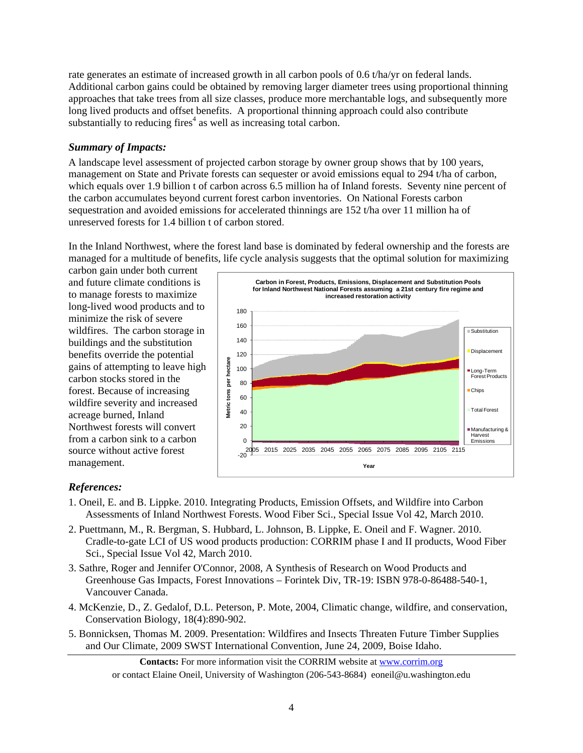rate generates an estimate of increased growth in all carbon pools of 0.6 t/ha/yr on federal lands. Additional carbon gains could be obtained by removing larger diameter trees using proportional thinning approaches that take trees from all size classes, produce more merchantable logs, and subsequently more long lived products and offset benefits. A proportional thinning approach could also contribute substantially to reducing fires[4] as well as increasing total carbon.

### *Summary of Impacts:*

A landscape level assessment of projected carbon storage by owner group shows that by 100 years, management on State and Private forests can sequester or avoid emissions equal to 294 t/ha of carbon, which equals over 1.9 billion t of carbon across 6.5 million ha of Inland forests. Seventy nine percent of the carbon accumulates beyond current forest carbon inventories. On National Forests carbon sequestration and avoided emissions for accelerated thinnings are 152 t/ha over 11 million ha of unreserved forests for 1.4 billion t of carbon stored.

In the Inland Northwest, where the forest land base is dominated by federal ownership and the forests are managed for a multitude of benefits, life cycle analysis suggests that the optimal solution for maximizing carbon gain under both current and future climate conditions is to manage forests to maximize long-lived wood products and to minimize the risk of severe wildfires. The carbon storage in buildings and the substitution benefits override the potential gains of attempting to leave high carbon stocks stored in the forest. Because of increasing wildfire severity and increased acreage burned, Inland Northwest forests will convert from a carbon sink to a carbon source without active forest management.

Carbon in Forest, Products, Emissions, Displacement and Substitution Pools for Inland Northwest National Forests assuming a 21st century fire regime and increased restoration activity

Metric tons per hectare

180
160
140
120
100
80
60
40
20
0
-20

2005 2015 2025 2035 2045 2055 2065 2075 2085 2095 2105 2115

Year

Substitution
Displacement
Long-Term Forest Products
Chips
Total Forest
Manufacturing & Harvest Emissions

### *References:*

1. Oneil, E. and B. Lippke. 2010. Integrating Products, Emission Offsets, and Wildfire into Carbon Assessments of Inland Northwest Forests. Wood Fiber Sci., Special Issue Vol 42, March 2010.
2. Puettmann, M., R. Bergman, S. Hubbard, L. Johnson, B. Lippke, E. Oneil and F. Wagner. 2010. Cradle-to-gate LCI of US wood products production: CORRIM phase I and II products, Wood Fiber Sci., Special Issue Vol 42, March 2010.
3. Sathre, Roger and Jennifer O'Connor, 2008, A Synthesis of Research on Wood Products and Greenhouse Gas Impacts, Forest Innovations – Forintek Div, TR-19: ISBN 978-0-86488-540-1, Vancouver Canada.
4. McKenzie, D., Z. Gedalof, D.L. Peterson, P. Mote, 2004, Climatic change, wildfire, and conservation, Conservation Biology, 18(4):890-902.
5. Bonnicksen, Thomas M. 2009. Presentation: Wildfires and Insects Threaten Future Timber Supplies and Our Climate, 2009 SWST International Convention, June 24, 2009, Boise Idaho.

---

**Contacts:** For more information visit the CORRIM website at www.corrim.org
or contact Elaine Oneil, University of Washington (206-543-8684) eoneil@u.washington.edu